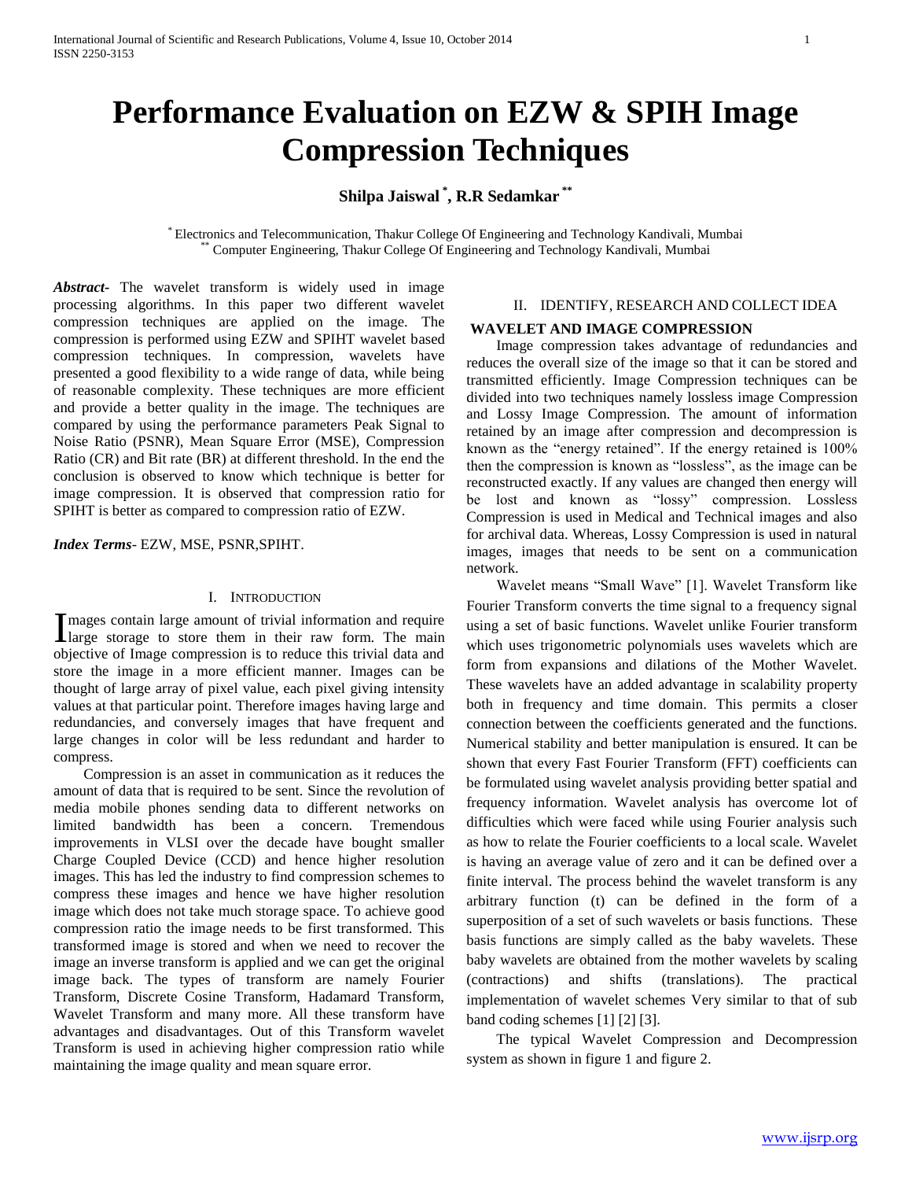# Performance Evaluation on EZW & SPIH Image Compression Techniques

**Shilpa Jaiswal [*], R.R Sedamkar [**]**

[*] Electronics and Telecommunication, Thakur College Of Engineering and Technology Kandivali, Mumbai
[**] Computer Engineering, Thakur College Of Engineering and Technology Kandivali, Mumbai

***Abstract-*** The wavelet transform is widely used in image processing algorithms. In this paper two different wavelet compression techniques are applied on the image. The compression is performed using EZW and SPIHT wavelet based compression techniques. In compression, wavelets have presented a good flexibility to a wide range of data, while being of reasonable complexity. These techniques are more efficient and provide a better quality in the image. The techniques are compared by using the performance parameters Peak Signal to Noise Ratio (PSNR), Mean Square Error (MSE), Compression Ratio (CR) and Bit rate (BR) at different threshold. In the end the conclusion is observed to know which technique is better for image compression. It is observed that compression ratio for SPIHT is better as compared to compression ratio of EZW.

***Index Terms*-** EZW, MSE, PSNR,SPIHT.

## I. Introduction

Images contain large amount of trivial information and require large storage to store them in their raw form. The main objective of Image compression is to reduce this trivial data and store the image in a more efficient manner. Images can be thought of large array of pixel value, each pixel giving intensity values at that particular point. Therefore images having large and redundancies, and conversely images that have frequent and large changes in color will be less redundant and harder to compress.

Compression is an asset in communication as it reduces the amount of data that is required to be sent. Since the revolution of media mobile phones sending data to different networks on limited bandwidth has been a concern. Tremendous improvements in VLSI over the decade have bought smaller Charge Coupled Device (CCD) and hence higher resolution images. This has led the industry to find compression schemes to compress these images and hence we have higher resolution image which does not take much storage space. To achieve good compression ratio the image needs to be first transformed. This transformed image is stored and when we need to recover the image an inverse transform is applied and we can get the original image back. The types of transform are namely Fourier Transform, Discrete Cosine Transform, Hadamard Transform, Wavelet Transform and many more. All these transform have advantages and disadvantages. Out of this Transform wavelet Transform is used in achieving higher compression ratio while maintaining the image quality and mean square error.

## II. Identify, Research and Collect Idea

### WAVELET AND IMAGE COMPRESSION

Image compression takes advantage of redundancies and reduces the overall size of the image so that it can be stored and transmitted efficiently. Image Compression techniques can be divided into two techniques namely lossless image Compression and Lossy Image Compression. The amount of information retained by an image after compression and decompression is known as the "energy retained". If the energy retained is 100% then the compression is known as "lossless", as the image can be reconstructed exactly. If any values are changed then energy will be lost and known as "lossy" compression. Lossless Compression is used in Medical and Technical images and also for archival data. Whereas, Lossy Compression is used in natural images, images that needs to be sent on a communication network.

Wavelet means "Small Wave" [1]. Wavelet Transform like Fourier Transform converts the time signal to a frequency signal using a set of basic functions. Wavelet unlike Fourier transform which uses trigonometric polynomials uses wavelets which are form from expansions and dilations of the Mother Wavelet. These wavelets have an added advantage in scalability property both in frequency and time domain. This permits a closer connection between the coefficients generated and the functions. Numerical stability and better manipulation is ensured. It can be shown that every Fast Fourier Transform (FFT) coefficients can be formulated using wavelet analysis providing better spatial and frequency information. Wavelet analysis has overcome lot of difficulties which were faced while using Fourier analysis such as how to relate the Fourier coefficients to a local scale. Wavelet is having an average value of zero and it can be defined over a finite interval. The process behind the wavelet transform is any arbitrary function (t) can be defined in the form of a superposition of a set of such wavelets or basis functions. These basis functions are simply called as the baby wavelets. These baby wavelets are obtained from the mother wavelets by scaling (contractions) and shifts (translations). The practical implementation of wavelet schemes Very similar to that of sub band coding schemes [1] [2] [3].

The typical Wavelet Compression and Decompression system as shown in figure 1 and figure 2.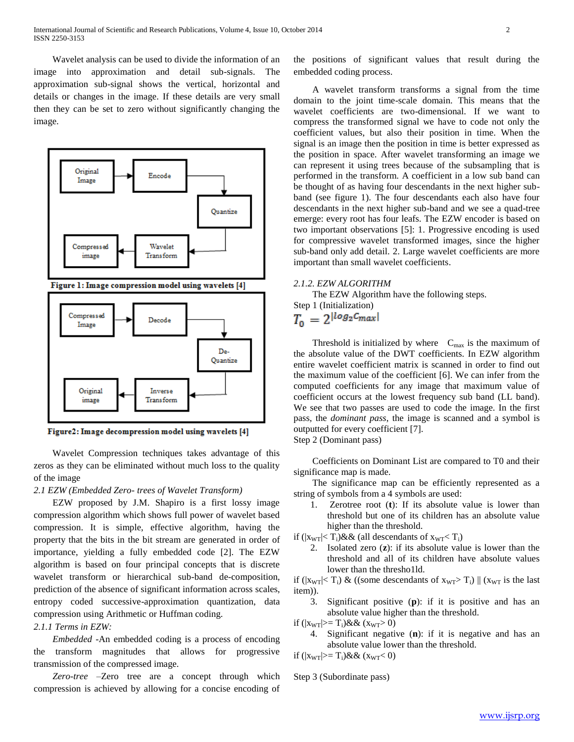Wavelet analysis can be used to divide the information of an image into approximation and detail sub-signals. The approximation sub-signal shows the vertical, horizontal and details or changes in the image. If these details are very small then they can be set to zero without significantly changing the image.

Figure 1: Image compression model using wavelets [4]

Figure2: Image decompression model using wavelets [4]

Wavelet Compression techniques takes advantage of this zeros as they can be eliminated without much loss to the quality of the image

*2.1 EZW (Embedded Zero- trees of Wavelet Transform)*

EZW proposed by J.M. Shapiro is a first lossy image compression algorithm which shows full power of wavelet based compression. It is simple, effective algorithm, having the property that the bits in the bit stream are generated in order of importance, yielding a fully embedded code [2]. The EZW algorithm is based on four principal concepts that is discrete wavelet transform or hierarchical sub-band de-composition, prediction of the absence of significant information across scales, entropy coded successive-approximation quantization, data compression using Arithmetic or Huffman coding.

*2.1.1 Terms in EZW:*

*Embedded* -An embedded coding is a process of encoding the transform magnitudes that allows for progressive transmission of the compressed image.

*Zero-tree* –Zero tree are a concept through which compression is achieved by allowing for a concise encoding of the positions of significant values that result during the embedded coding process.

A wavelet transform transforms a signal from the time domain to the joint time-scale domain. This means that the wavelet coefficients are two-dimensional. If we want to compress the transformed signal we have to code not only the coefficient values, but also their position in time. When the signal is an image then the position in time is better expressed as the position in space. After wavelet transforming an image we can represent it using trees because of the subsampling that is performed in the transform. A coefficient in a low sub band can be thought of as having four descendants in the next higher sub-band (see figure 1). The four descendants each also have four descendants in the next higher sub-band and we see a quad-tree emerge: every root has four leafs. The EZW encoder is based on two important observations [5]: 1. Progressive encoding is used for compressive wavelet transformed images, since the higher sub-band only add detail. 2. Large wavelet coefficients are more important than small wavelet coefficients.

*2.1.2. EZW ALGORITHM*

The EZW Algorithm have the following steps.

Step 1 (Initialization)

$$T_0 = 2^{\lfloor \log_2 C_{max} \rfloor}$$

Threshold is initialized by where $C_{max}$ is the maximum of the absolute value of the DWT coefficients. In EZW algorithm entire wavelet coefficient matrix is scanned in order to find out the maximum value of the coefficient [6]. We can infer from the computed coefficients for any image that maximum value of coefficient occurs at the lowest frequency sub band (LL band). We see that two passes are used to code the image. In the first pass, the *dominant pass*, the image is scanned and a symbol is outputted for every coefficient [7].

Step 2 (Dominant pass)

Coefficients on Dominant List are compared to T0 and their significance map is made.

The significance map can be efficiently represented as a string of symbols from a 4 symbols are used:

1. Zerotree root (**t**): If its absolute value is lower than threshold but one of its children has an absolute value higher than the threshold.

if ($|x_{WT}| < T_i$)&& (all descendants of $x_{WT} < T_i$)

2. Isolated zero (**z**): if its absolute value is lower than the threshold and all of its children have absolute values lower than the thresho1ld.

if ($|x_{WT}| < T_i$) & ((some descendants of $x_{WT} > T_i$) || ($x_{WT}$ is the last item)).

3. Significant positive (**p**): if it is positive and has an absolute value higher than the threshold.

if ($|x_{WT}| >= T_i$)&& ($x_{WT} > 0$)

4. Significant negative (**n**): if it is negative and has an absolute value lower than the threshold.

if ($|x_{WT}| >= T_i$)&& ($x_{WT} < 0$)

Step 3 (Subordinate pass)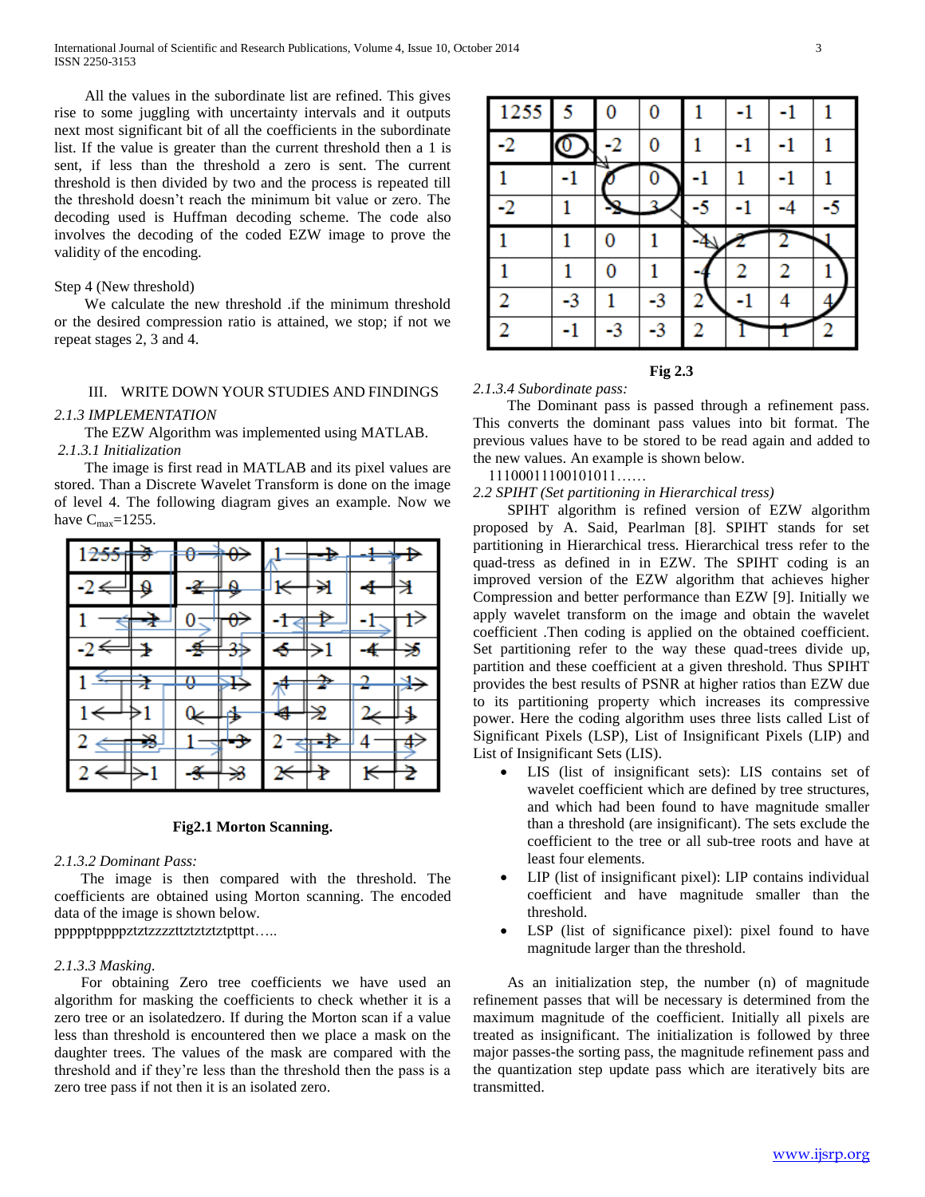All the values in the subordinate list are refined. This gives rise to some juggling with uncertainty intervals and it outputs next most significant bit of all the coefficients in the subordinate list. If the value is greater than the current threshold then a 1 is sent, if less than the threshold a zero is sent. The current threshold is then divided by two and the process is repeated till the threshold doesn't reach the minimum bit value or zero. The decoding used is Huffman decoding scheme. The code also involves the decoding of the coded EZW image to prove the validity of the encoding.

Step 4 (New threshold)

We calculate the new threshold .if the minimum threshold or the desired compression ratio is attained, we stop; if not we repeat stages 2, 3 and 4.

## III. WRITE DOWN YOUR STUDIES AND FINDINGS

*2.1.3 IMPLEMENTATION*

The EZW Algorithm was implemented using MATLAB.

*2.1.3.1 Initialization*

The image is first read in MATLAB and its pixel values are stored. Than a Discrete Wavelet Transform is done on the image of level 4. The following diagram gives an example. Now we have $C_{max}$=1255.

| 1255 | 5 | 0 | 0 | 1 | -1 | -1 | 1 |
|---|---|---|---|---|---|---|---|
| -2 | 0 | -2 | 0 | 1 | -1 | -1 | 1 |
| 1 | -1 | 0 | 0 | -1 | 1 | -1 | 1 |
| -2 | 1 | -2 | 3 | -5 | -1 | -4 | -5 |
| 1 | 1 | 0 | 1 | -4 | 2 | 2 | 1 |
| 1 | 1 | 0 | 1 | -4 | 2 | 2 | 1 |
| 2 | -3 | 1 | -3 | 2 | -1 | 4 | 4 |
| 2 | -1 | -3 | -3 | 2 | 1 | 1 | 2 |

**Fig2.1 Morton Scanning.**

*2.1.3.2 Dominant Pass:*

The image is then compared with the threshold. The coefficients are obtained using Morton scanning. The encoded data of the image is shown below.

ppppptppppztztzzzzttztztztztpttpt…..

*2.1.3.3 Masking.*

For obtaining Zero tree coefficients we have used an algorithm for masking the coefficients to check whether it is a zero tree or an isolatedzero. If during the Morton scan if a value less than threshold is encountered then we place a mask on the daughter trees. The values of the mask are compared with the threshold and if they're less than the threshold then the pass is a zero tree pass if not then it is an isolated zero.

| 1255 | 5 | 0 | 0 | 1 | -1 | -1 | 1 |
|---|---|---|---|---|---|---|---|
| -2 | 0 | -2 | 0 | 1 | -1 | -1 | 1 |
| 1 | -1 | 0 | 0 | -1 | 1 | -1 | 1 |
| -2 | 1 | -2 | 3 | -5 | -1 | -4 | -5 |
| 1 | 1 | 0 | 1 | -4 | 2 | 2 | 1 |
| 1 | 1 | 0 | 1 | -4 | 2 | 2 | 1 |
| 2 | -3 | 1 | -3 | 2 | -1 | 4 | 4 |
| 2 | -1 | -3 | -3 | 2 | 1 | 1 | 2 |

**Fig 2.3**

*2.1.3.4 Subordinate pass:*

The Dominant pass is passed through a refinement pass. This converts the dominant pass values into bit format. The previous values have to be stored to be read again and added to the new values. An example is shown below.

11100011100101011……

*2.2 SPIHT (Set partitioning in Hierarchical tress)*

SPIHT algorithm is refined version of EZW algorithm proposed by A. Said, Pearlman [8]. SPIHT stands for set partitioning in Hierarchical tress. Hierarchical tress refer to the quad-tress as defined in in EZW. The SPIHT coding is an improved version of the EZW algorithm that achieves higher Compression and better performance than EZW [9]. Initially we apply wavelet transform on the image and obtain the wavelet coefficient .Then coding is applied on the obtained coefficient. Set partitioning refer to the way these quad-trees divide up, partition and these coefficient at a given threshold. Thus SPIHT provides the best results of PSNR at higher ratios than EZW due to its partitioning property which increases its compressive power. Here the coding algorithm uses three lists called List of Significant Pixels (LSP), List of Insignificant Pixels (LIP) and List of Insignificant Sets (LIS).

- LIS (list of insignificant sets): LIS contains set of wavelet coefficient which are defined by tree structures, and which had been found to have magnitude smaller than a threshold (are insignificant). The sets exclude the coefficient to the tree or all sub-tree roots and have at least four elements.
- LIP (list of insignificant pixel): LIP contains individual coefficient and have magnitude smaller than the threshold.
- LSP (list of significance pixel): pixel found to have magnitude larger than the threshold.

As an initialization step, the number (n) of magnitude refinement passes that will be necessary is determined from the maximum magnitude of the coefficient. Initially all pixels are treated as insignificant. The initialization is followed by three major passes-the sorting pass, the magnitude refinement pass and the quantization step update pass which are iteratively bits are transmitted.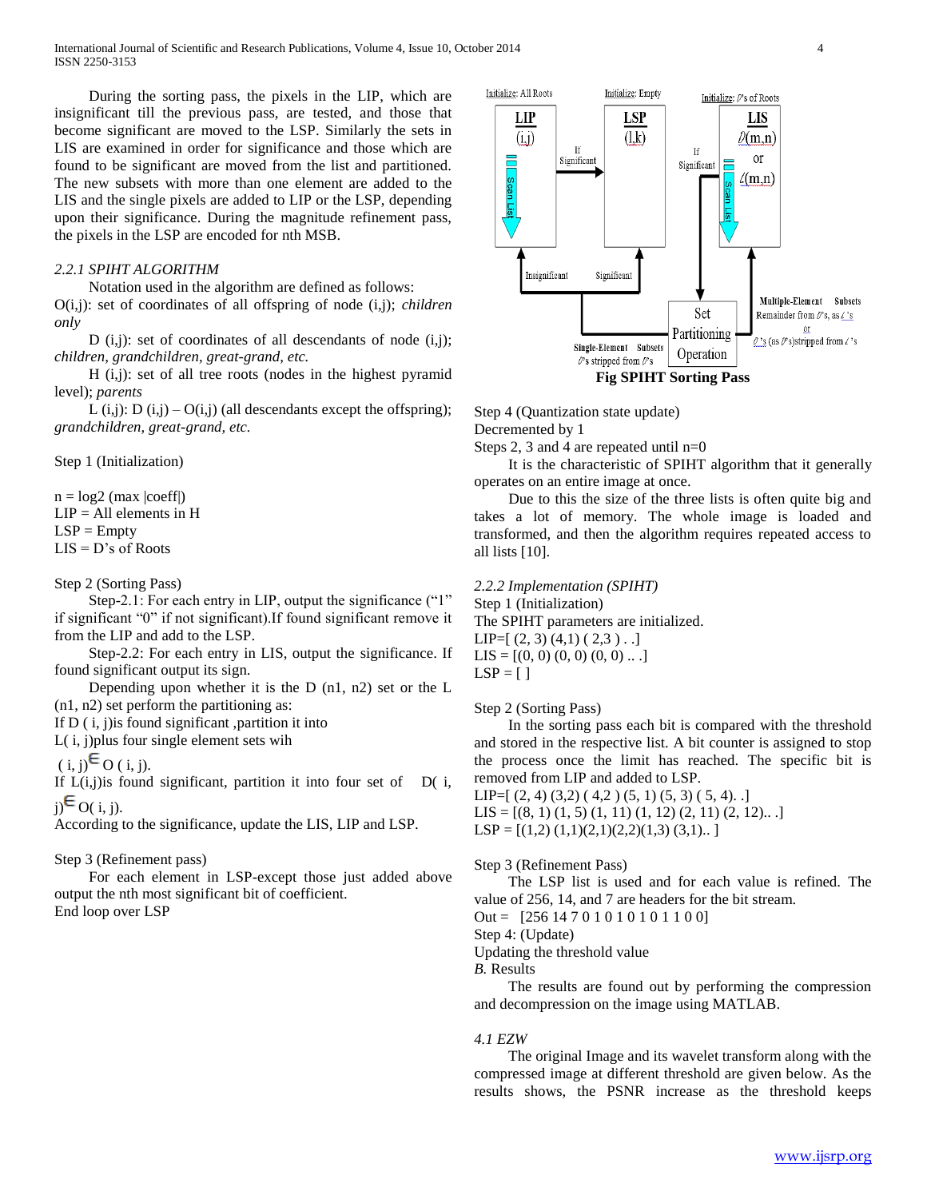During the sorting pass, the pixels in the LIP, which are insignificant till the previous pass, are tested, and those that become significant are moved to the LSP. Similarly the sets in LIS are examined in order for significance and those which are found to be significant are moved from the list and partitioned. The new subsets with more than one element are added to the LIS and the single pixels are added to LIP or the LSP, depending upon their significance. During the magnitude refinement pass, the pixels in the LSP are encoded for nth MSB.

### *2.2.1 SPIHT ALGORITHM*

Notation used in the algorithm are defined as follows:

O(i,j): set of coordinates of all offspring of node (i,j); *children only*

D (i,j): set of coordinates of all descendants of node (i,j); *children, grandchildren, great-grand, etc.*

H (i,j): set of all tree roots (nodes in the highest pyramid level); *parents*

L (i,j): D (i,j) – O(i,j) (all descendants except the offspring); *grandchildren, great-grand, etc.*

Step 1 (Initialization)

n = log2 (max |coeff|)
LIP = All elements in H
LSP = Empty
LIS = D's of Roots

Step 2 (Sorting Pass)

Step-2.1: For each entry in LIP, output the significance ("1" if significant "0" if not significant).If found significant remove it from the LIP and add to the LSP.

Step-2.2: For each entry in LIS, output the significance. If found significant output its sign.

Depending upon whether it is the D (n1, n2) set or the L (n1, n2) set perform the partitioning as:

If D ( i, j)is found significant ,partition it into L( i, j)plus four single element sets wih ( i, j)$\in$ O ( i, j).

If L(i,j)is found significant, partition it into four set of D( i, j)$\in$ O( i, j).

According to the significance, update the LIS, LIP and LSP.

Step 3 (Refinement pass)

For each element in LSP-except those just added above output the nth most significant bit of coefficient.

End loop over LSP

**Fig SPIHT Sorting Pass**

Step 4 (Quantization state update)
Decremented by 1
Steps 2, 3 and 4 are repeated until n=0

It is the characteristic of SPIHT algorithm that it generally operates on an entire image at once.

Due to this the size of the three lists is often quite big and takes a lot of memory. The whole image is loaded and transformed, and then the algorithm requires repeated access to all lists [10].

### *2.2.2 Implementation (SPIHT)*

Step 1 (Initialization)
The SPIHT parameters are initialized.
LIP=[ (2, 3) (4,1) ( 2,3 ) . .]
LIS = [(0, 0) (0, 0) (0, 0) .. .]
LSP = [ ]

Step 2 (Sorting Pass)

In the sorting pass each bit is compared with the threshold and stored in the respective list. A bit counter is assigned to stop the process once the limit has reached. The specific bit is removed from LIP and added to LSP.

LIP=[ (2, 4) (3,2) ( 4,2 ) (5, 1) (5, 3) ( 5, 4). .]
LIS = [(8, 1) (1, 5) (1, 11) (1, 12) (2, 11) (2, 12).. .]
LSP = [(1,2) (1,1)(2,1)(2,2)(1,3) (3,1).. ]

Step 3 (Refinement Pass)

The LSP list is used and for each value is refined. The value of 256, 14, and 7 are headers for the bit stream.

Out = [256 14 7 0 1 0 1 0 1 0 1 1 0 0]

Step 4: (Update)

Updating the threshold value

*B.* Results

The results are found out by performing the compression and decompression on the image using MATLAB.

### *4.1 EZW*

The original Image and its wavelet transform along with the compressed image at different threshold are given below. As the results shows, the PSNR increase as the threshold keeps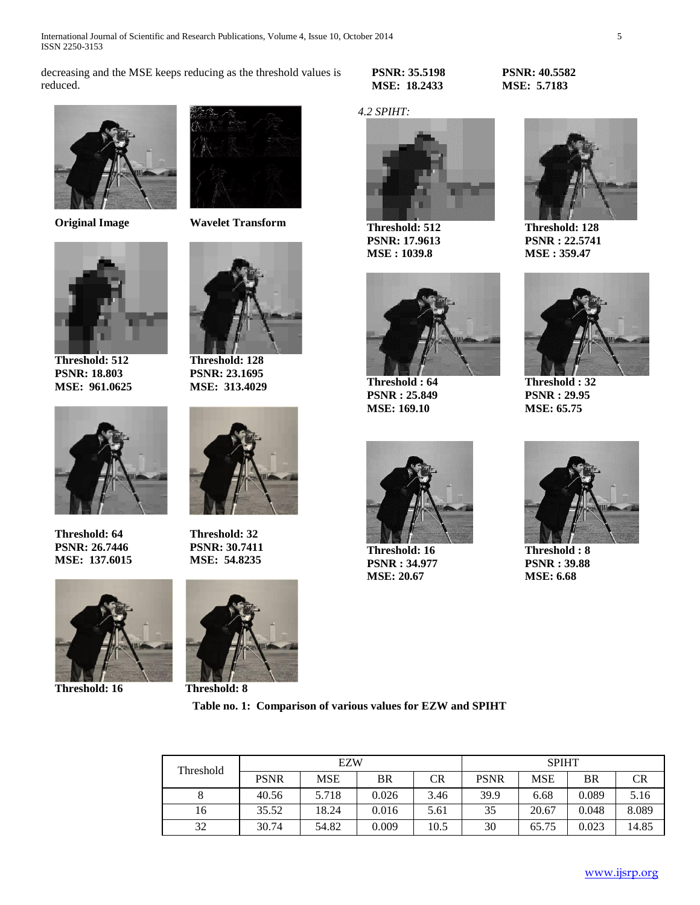decreasing and the MSE keeps reducing as the threshold values is reduced.

**Original Image**

**Wavelet Transform**

**Threshold: 512**
**PSNR: 18.803**
**MSE: 961.0625**

**Threshold: 128**
**PSNR: 23.1695**
**MSE: 313.4029**

**Threshold: 64**
**PSNR: 26.7446**
**MSE: 137.6015**

**Threshold: 32**
**PSNR: 30.7411**
**MSE: 54.8235**

**Threshold: 16**
**PSNR: 35.5198**
**MSE: 18.2433**

**Threshold: 8**
**PSNR: 40.5582**
**MSE: 5.7183**

*4.2 SPIHT:*

**Threshold: 512**
**PSNR: 17.9613**
**MSE : 1039.8**

**Threshold: 128**
**PSNR : 22.5741**
**MSE : 359.47**

**Threshold : 64**
**PSNR : 25.849**
**MSE: 169.10**

**Threshold : 32**
**PSNR : 29.95**
**MSE: 65.75**

**Threshold: 16**
**PSNR : 34.977**
**MSE: 20.67**

**Threshold : 8**
**PSNR : 39.88**
**MSE: 6.68**

**Table no. 1: Comparison of various values for EZW and SPIHT**

| Threshold | EZW | | | | SPIHT | | | |
|---|---|---|---|---|---|---|---|---|
| | PSNR | MSE | BR | CR | PSNR | MSE | BR | CR |
| 8 | 40.56 | 5.718 | 0.026 | 3.46 | 39.9 | 6.68 | 0.089 | 5.16 |
| 16 | 35.52 | 18.24 | 0.016 | 5.61 | 35 | 20.67 | 0.048 | 8.089 |
| 32 | 30.74 | 54.82 | 0.009 | 10.5 | 30 | 65.75 | 0.023 | 14.85 |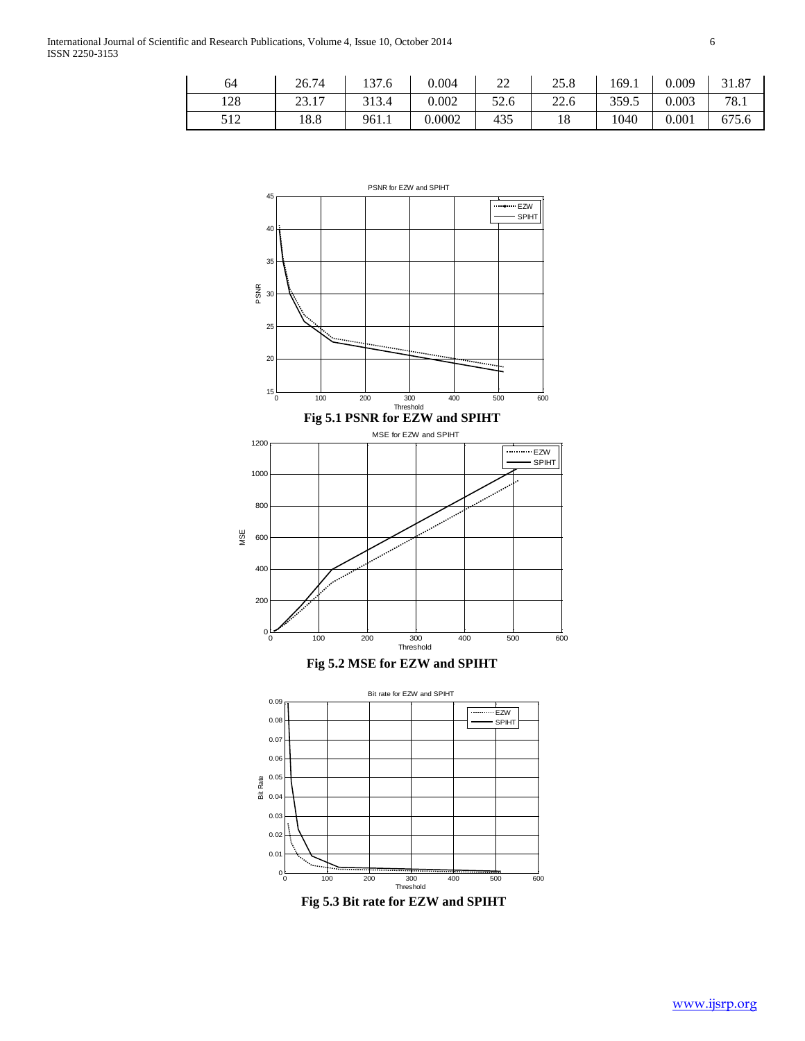| 64 | 26.74 | 137.6 | 0.004 | 22 | 25.8 | 169.1 | 0.009 | 31.87 |
|---|---|---|---|---|---|---|---|---|
| 128 | 23.17 | 313.4 | 0.002 | 52.6 | 22.6 | 359.5 | 0.003 | 78.1 |
| 512 | 18.8 | 961.1 | 0.0002 | 435 | 18 | 1040 | 0.001 | 675.6 |

**Fig 5.1 PSNR for EZW and SPIHT**

**Fig 5.2 MSE for EZW and SPIHT**

**Fig 5.3 Bit rate for EZW and SPIHT**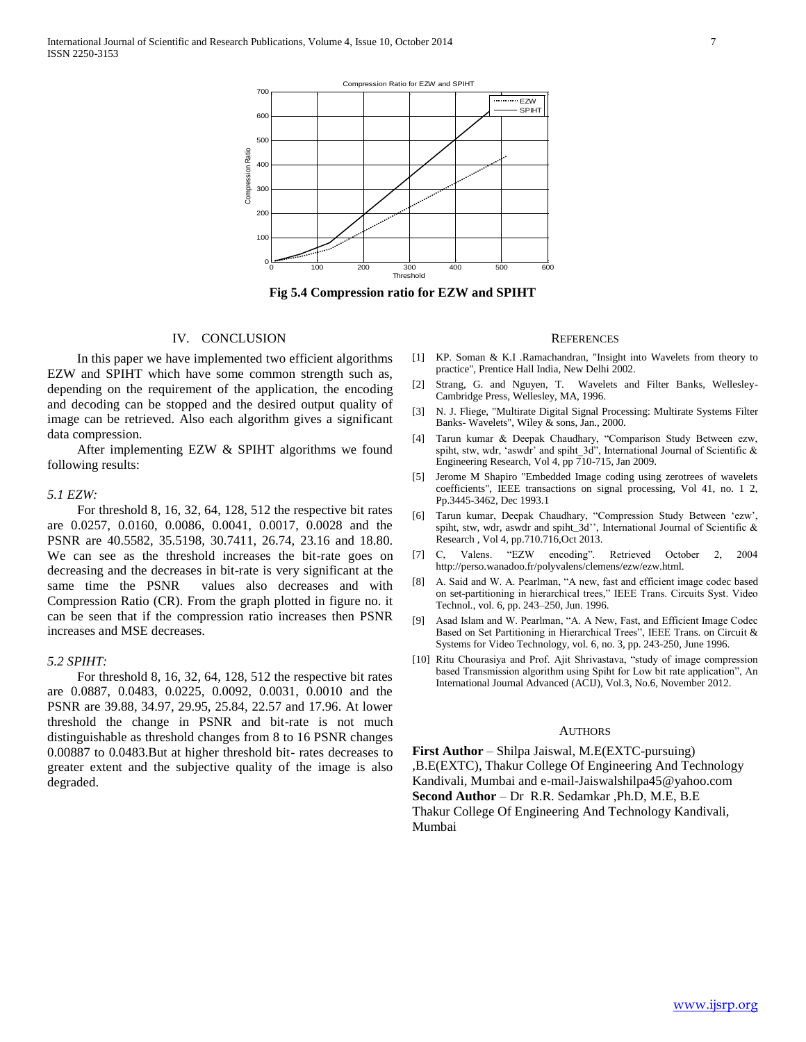Compression Ratio for EZW and SPIHT

700
600
500
400
300
200
100
0

Compression Ratio

0 100 200 300 400 500 600

Threshold

EZW
SPIHT

**Fig 5.4 Compression ratio for EZW and SPIHT**

## IV. CONCLUSION

In this paper we have implemented two efficient algorithms EZW and SPIHT which have some common strength such as, depending on the requirement of the application, the encoding and decoding can be stopped and the desired output quality of image can be retrieved. Also each algorithm gives a significant data compression.

After implementing EZW & SPIHT algorithms we found following results:

### *5.1 EZW:*

For threshold 8, 16, 32, 64, 128, 512 the respective bit rates are 0.0257, 0.0160, 0.0086, 0.0041, 0.0017, 0.0028 and the PSNR are 40.5582, 35.5198, 30.7411, 26.74, 23.16 and 18.80. We can see as the threshold increases the bit-rate goes on decreasing and the decreases in bit-rate is very significant at the same time the PSNR values also decreases and with Compression Ratio (CR). From the graph plotted in figure no. it can be seen that if the compression ratio increases then PSNR increases and MSE decreases.

### *5.2 SPIHT:*

For threshold 8, 16, 32, 64, 128, 512 the respective bit rates are 0.0887, 0.0483, 0.0225, 0.0092, 0.0031, 0.0010 and the PSNR are 39.88, 34.97, 29.95, 25.84, 22.57 and 17.96. At lower threshold the change in PSNR and bit-rate is not much distinguishable as threshold changes from 8 to 16 PSNR changes 0.00887 to 0.0483.But at higher threshold bit- rates decreases to greater extent and the subjective quality of the image is also degraded.

## REFERENCES

[1] KP. Soman & K.I .Ramachandran, "Insight into Wavelets from theory to practice", Prentice Hall India, New Delhi 2002.

[2] Strang, G. and Nguyen, T. Wavelets and Filter Banks, Wellesley-Cambridge Press, Wellesley, MA, 1996.

[3] N. J. Fliege, "Multirate Digital Signal Processing: Multirate Systems Filter Banks- Wavelets", Wiley & sons, Jan., 2000.

[4] Tarun kumar & Deepak Chaudhary, "Comparison Study Between ezw, spiht, stw, wdr, 'aswdr' and spiht_3d", International Journal of Scientific & Engineering Research, Vol 4, pp 710-715, Jan 2009.

[5] Jerome M Shapiro "Embedded Image coding using zerotrees of wavelets coefficients", IEEE transactions on signal processing, Vol 41, no. 1 2, Pp.3445-3462, Dec 1993.1

[6] Tarun kumar, Deepak Chaudhary, "Compression Study Between 'ezw', spiht, stw, wdr, aswdr and spiht_3d'', International Journal of Scientific & Research , Vol 4, pp.710.716,Oct 2013.

[7] C, Valens. "EZW encoding". Retrieved October 2, 2004 http://perso.wanadoo.fr/polyvalens/clemens/ezw/ezw.html.

[8] A. Said and W. A. Pearlman, "A new, fast and efficient image codec based on set-partitioning in hierarchical trees," IEEE Trans. Circuits Syst. Video Technol., vol. 6, pp. 243–250, Jun. 1996.

[9] Asad Islam and W. Pearlman, "A. A New, Fast, and Efficient Image Codec Based on Set Partitioning in Hierarchical Trees", IEEE Trans. on Circuit & Systems for Video Technology, vol. 6, no. 3, pp. 243-250, June 1996.

[10] Ritu Chourasiya and Prof. Ajit Shrivastava, "study of image compression based Transmission algorithm using Spiht for Low bit rate application", An International Journal Advanced (ACIJ), Vol.3, No.6, November 2012.

## AUTHORS

**First Author** – Shilpa Jaiswal, M.E(EXTC-pursuing) ,B.E(EXTC), Thakur College Of Engineering And Technology Kandivali, Mumbai and e-mail-Jaiswalshilpa45@yahoo.com

**Second Author** – Dr R.R. Sedamkar ,Ph.D, M.E, B.E Thakur College Of Engineering And Technology Kandivali, Mumbai